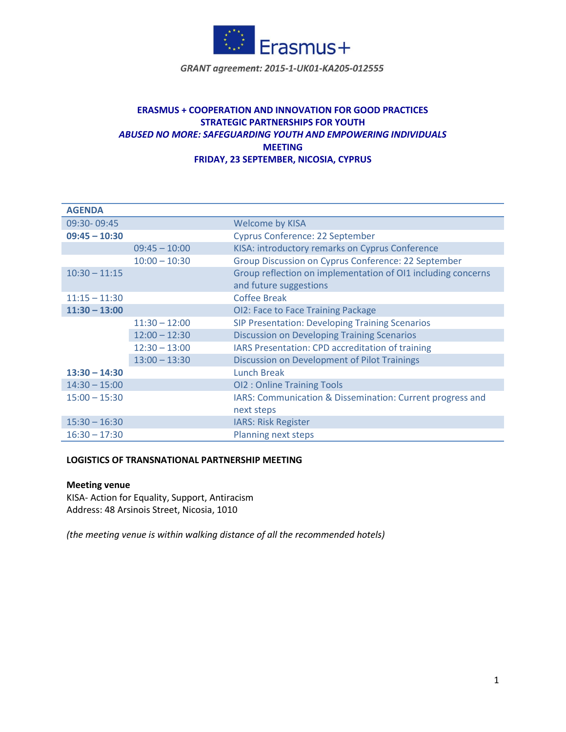Erasmus+

*GRANT agreement: 2015-1-UK01-KA205-012555*

**ERASMUS + COOPERATION AND INNOVATION FOR GOOD PRACTICES**
**STRATEGIC PARTNERSHIPS FOR YOUTH**
***ABUSED NO MORE: SAFEGUARDING YOUTH AND EMPOWERING INDIVIDUALS***
**MEETING**
**FRIDAY, 23 SEPTEMBER, NICOSIA, CYPRUS**

| **AGENDA** | | |
|---|---|---|
| 09:30- 09:45 | | Welcome by KISA |
| **09:45 – 10:30** | | Cyprus Conference: 22 September |
| | 09:45 – 10:00 | KISA: introductory remarks on Cyprus Conference |
| | 10:00 – 10:30 | Group Discussion on Cyprus Conference: 22 September |
| 10:30 – 11:15 | | Group reflection on implementation of OI1 including concerns and future suggestions |
| 11:15 – 11:30 | | Coffee Break |
| **11:30 – 13:00** | | OI2: Face to Face Training Package |
| | 11:30 – 12:00 | SIP Presentation: Developing Training Scenarios |
| | 12:00 – 12:30 | Discussion on Developing Training Scenarios |
| | 12:30 – 13:00 | IARS Presentation: CPD accreditation of training |
| | 13:00 – 13:30 | Discussion on Development of Pilot Trainings |
| **13:30 – 14:30** | | Lunch Break |
| 14:30 – 15:00 | | OI2 : Online Training Tools |
| 15:00 – 15:30 | | IARS: Communication & Dissemination: Current progress and next steps |
| 15:30 – 16:30 | | IARS: Risk Register |
| 16:30 – 17:30 | | Planning next steps |

**LOGISTICS OF TRANSNATIONAL PARTNERSHIP MEETING**

**Meeting venue**
KISA- Action for Equality, Support, Antiracism
Address: 48 Arsinois Street, Nicosia, 1010

*(the meeting venue is within walking distance of all the recommended hotels)*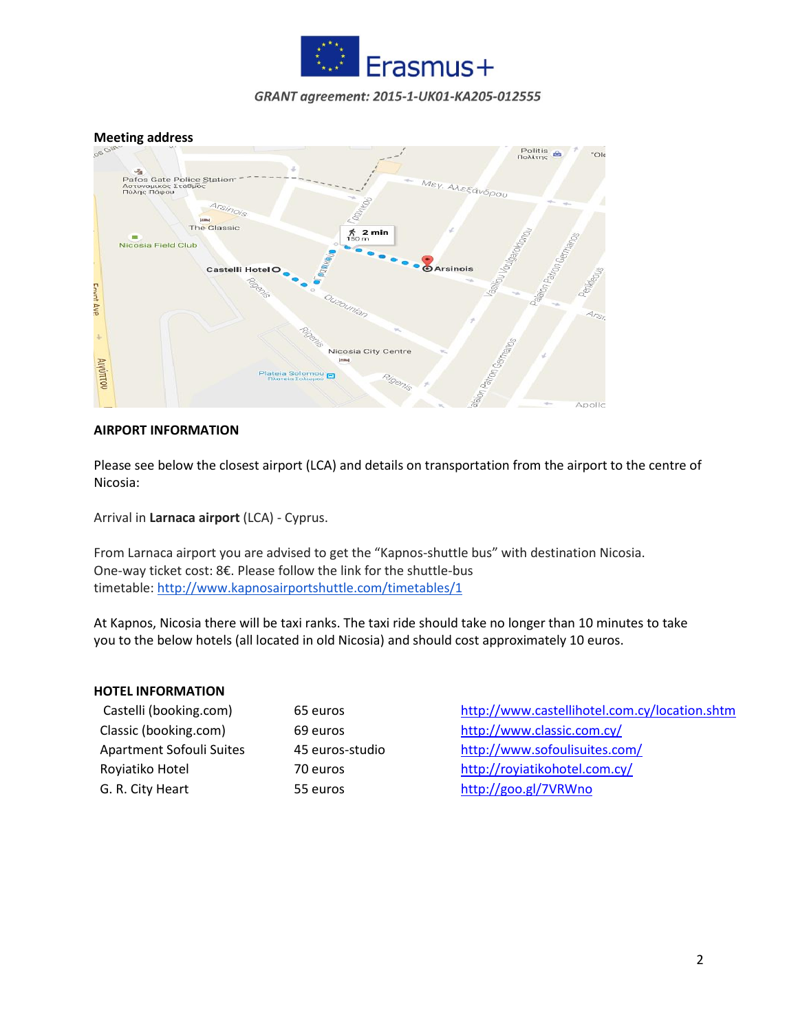**Meeting address**

## AIRPORT INFORMATION

Please see below the closest airport (LCA) and details on transportation from the airport to the centre of Nicosia:

Arrival in **Larnaca airport** (LCA) - Cyprus.

From Larnaca airport you are advised to get the "Kapnos-shuttle bus" with destination Nicosia. One-way ticket cost: 8€. Please follow the link for the shuttle-bus timetable: http://www.kapnosairportshuttle.com/timetables/1

At Kapnos, Nicosia there will be taxi ranks. The taxi ride should take no longer than 10 minutes to take you to the below hotels (all located in old Nicosia) and should cost approximately 10 euros.

## HOTEL INFORMATION

| | | |
|---|---|---|
| Castelli (booking.com) | 65 euros | http://www.castellihotel.com.cy/location.shtm |
| Classic (booking.com) | 69 euros | http://www.classic.com.cy/ |
| Apartment Sofouli Suites | 45 euros-studio | http://www.sofoulisuites.com/ |
| Royiatiko Hotel | 70 euros | http://royiatikohotel.com.cy/ |
| G. R. City Heart | 55 euros | http://goo.gl/7VRWno |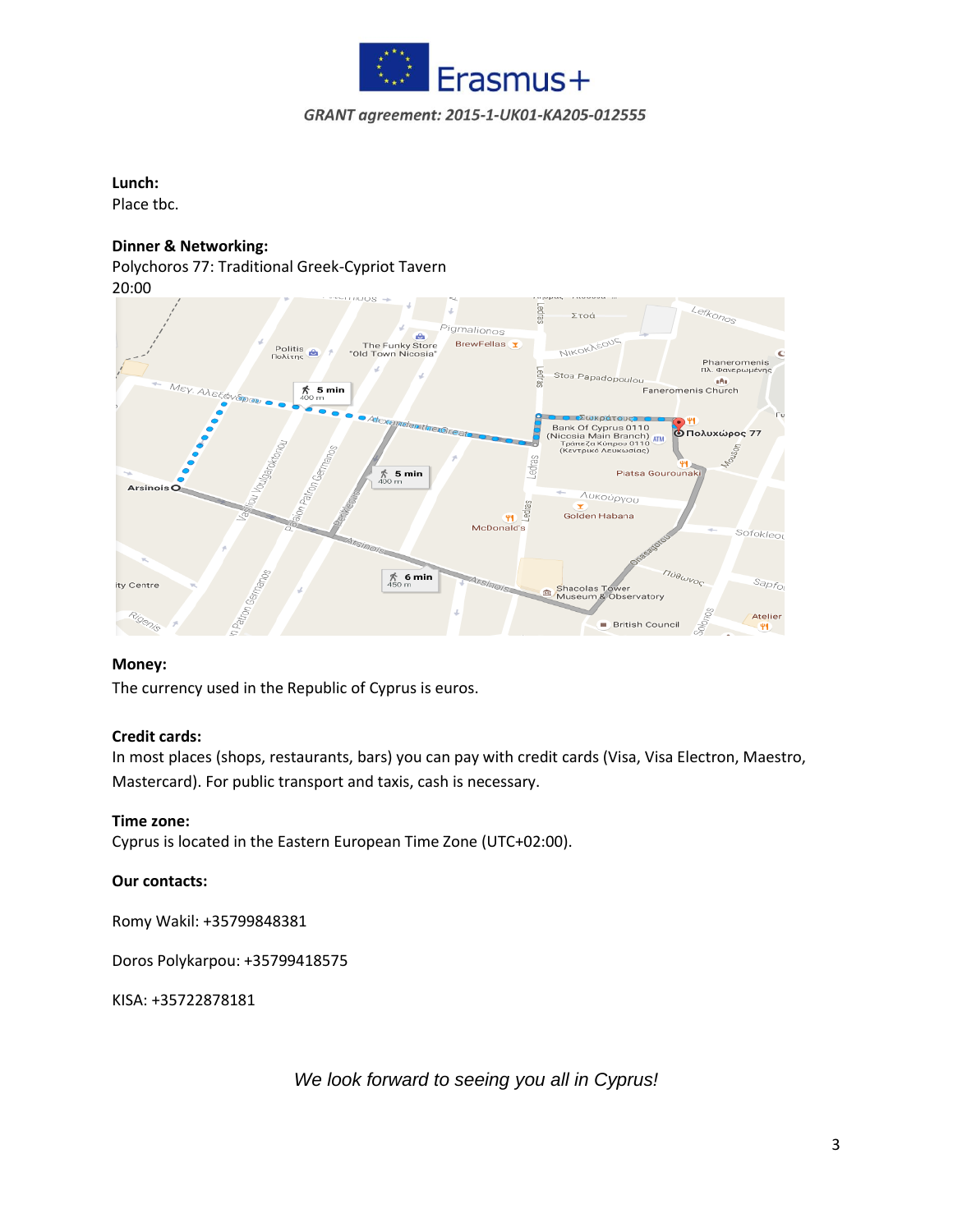**Lunch:**
Place tbc.

**Dinner & Networking:**
Polychoros 77: Traditional Greek-Cypriot Tavern
20:00

**Money:**
The currency used in the Republic of Cyprus is euros.

**Credit cards:**
In most places (shops, restaurants, bars) you can pay with credit cards (Visa, Visa Electron, Maestro, Mastercard). For public transport and taxis, cash is necessary.

**Time zone:**
Cyprus is located in the Eastern European Time Zone (UTC+02:00).

**Our contacts:**

Romy Wakil: +35799848381

Doros Polykarpou: +35799418575

KISA: +35722878181

*We look forward to seeing you all in Cyprus!*